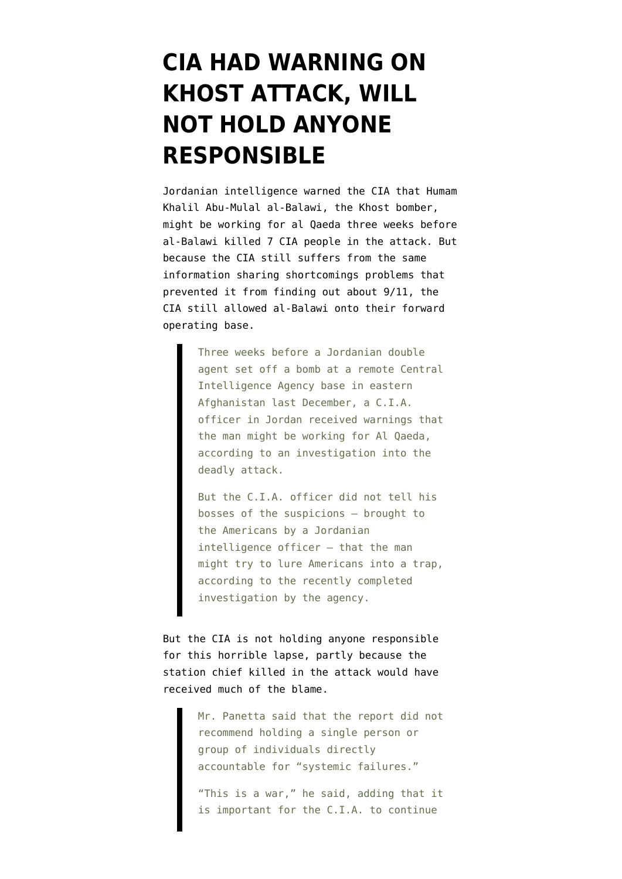# CIA HAD WARNING ON KHOST ATTACK, WILL NOT HOLD ANYONE RESPONSIBLE

Jordanian intelligence warned the CIA that Humam Khalil Abu-Mulal al-Balawi, the Khost bomber, might be working for al Qaeda three weeks before al-Balawi killed 7 CIA people in the attack. But because the CIA still suffers from the same information sharing shortcomings problems that prevented it from finding out about 9/11, the CIA still allowed al-Balawi onto their forward operating base.

> Three weeks before a Jordanian double agent set off a bomb at a remote Central Intelligence Agency base in eastern Afghanistan last December, a C.I.A. officer in Jordan received warnings that the man might be working for Al Qaeda, according to an investigation into the deadly attack.
>
> But the C.I.A. officer did not tell his bosses of the suspicions — brought to the Americans by a Jordanian intelligence officer — that the man might try to lure Americans into a trap, according to the recently completed investigation by the agency.

But the CIA is not holding anyone responsible for this horrible lapse, partly because the station chief killed in the attack would have received much of the blame.

> Mr. Panetta said that the report did not recommend holding a single person or group of individuals directly accountable for "systemic failures."
>
> "This is a war," he said, adding that it is important for the C.I.A. to continue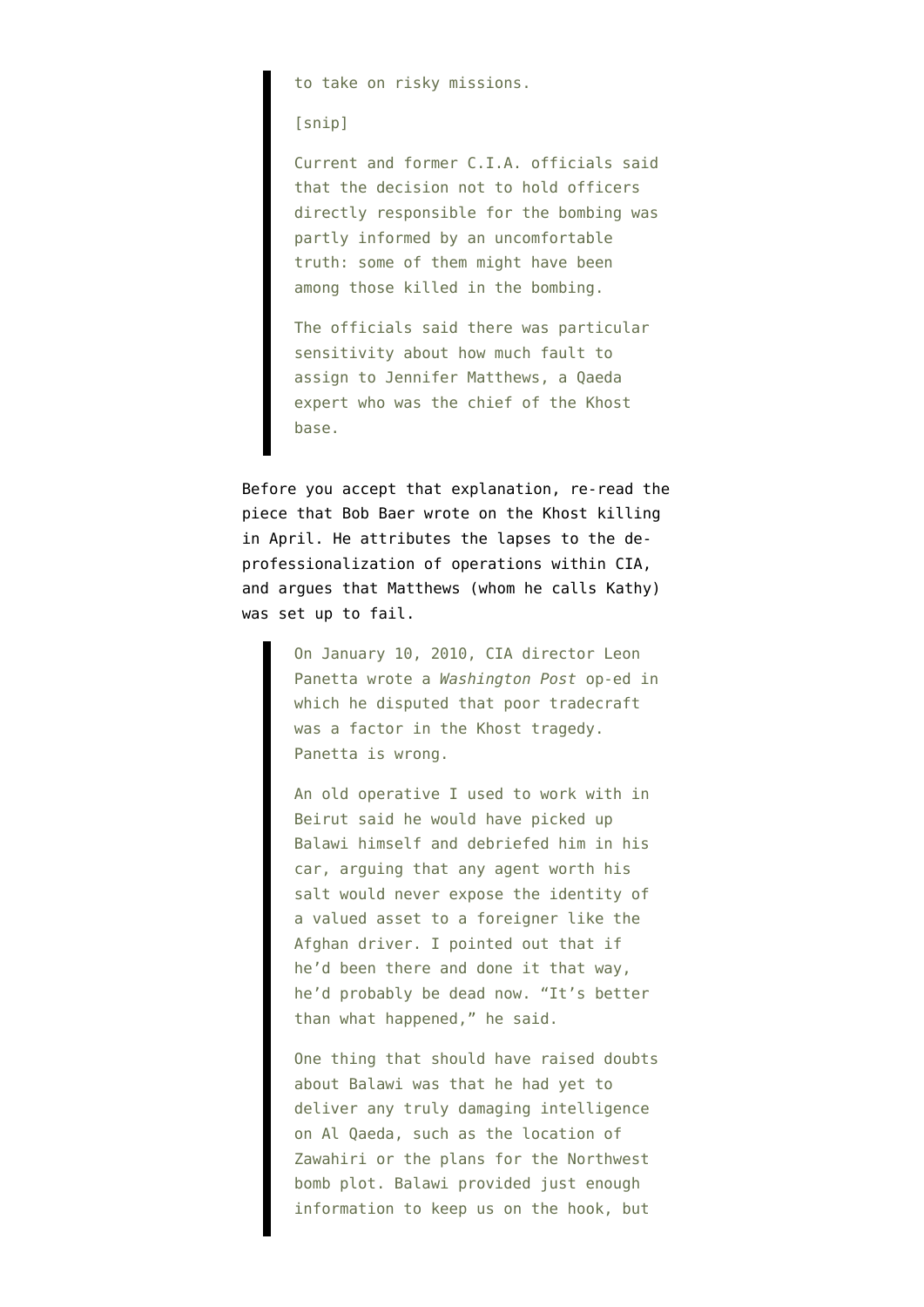> to take on risky missions.
>
> [snip]
>
> Current and former C.I.A. officials said that the decision not to hold officers directly responsible for the bombing was partly informed by an uncomfortable truth: some of them might have been among those killed in the bombing.
>
> The officials said there was particular sensitivity about how much fault to assign to Jennifer Matthews, a Qaeda expert who was the chief of the Khost base.

Before you accept that explanation, re-read the piece that Bob Baer wrote on the Khost killing in April. He attributes the lapses to the de-professionalization of operations within CIA, and argues that Matthews (whom he calls Kathy) was set up to fail.

> On January 10, 2010, CIA director Leon Panetta wrote a *Washington Post* op-ed in which he disputed that poor tradecraft was a factor in the Khost tragedy. Panetta is wrong.
>
> An old operative I used to work with in Beirut said he would have picked up Balawi himself and debriefed him in his car, arguing that any agent worth his salt would never expose the identity of a valued asset to a foreigner like the Afghan driver. I pointed out that if he'd been there and done it that way, he'd probably be dead now. "It's better than what happened," he said.
>
> One thing that should have raised doubts about Balawi was that he had yet to deliver any truly damaging intelligence on Al Qaeda, such as the location of Zawahiri or the plans for the Northwest bomb plot. Balawi provided just enough information to keep us on the hook, but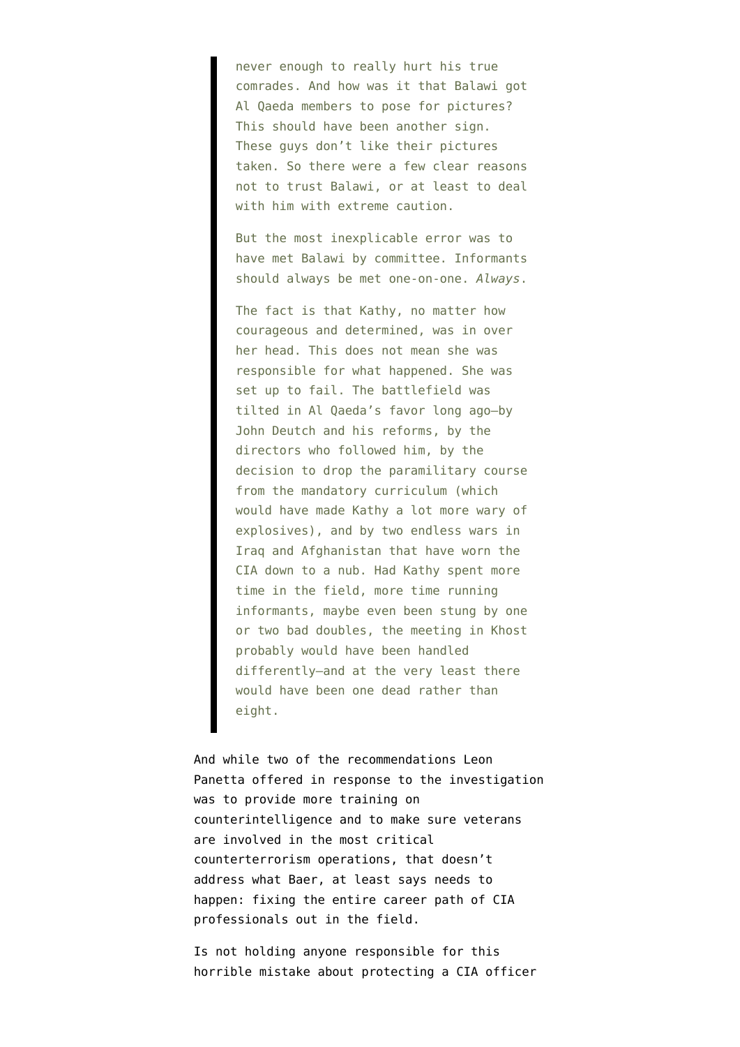> never enough to really hurt his true comrades. And how was it that Balawi got Al Qaeda members to pose for pictures? This should have been another sign. These guys don't like their pictures taken. So there were a few clear reasons not to trust Balawi, or at least to deal with him with extreme caution.
>
> But the most inexplicable error was to have met Balawi by committee. Informants should always be met one-on-one. *Always*.
>
> The fact is that Kathy, no matter how courageous and determined, was in over her head. This does not mean she was responsible for what happened. She was set up to fail. The battlefield was tilted in Al Qaeda's favor long ago—by John Deutch and his reforms, by the directors who followed him, by the decision to drop the paramilitary course from the mandatory curriculum (which would have made Kathy a lot more wary of explosives), and by two endless wars in Iraq and Afghanistan that have worn the CIA down to a nub. Had Kathy spent more time in the field, more time running informants, maybe even been stung by one or two bad doubles, the meeting in Khost probably would have been handled differently—and at the very least there would have been one dead rather than eight.

And while two of the recommendations Leon Panetta offered in response to the investigation was to provide more training on counterintelligence and to make sure veterans are involved in the most critical counterterrorism operations, that doesn't address what Baer, at least says needs to happen: fixing the entire career path of CIA professionals out in the field.

Is not holding anyone responsible for this horrible mistake about protecting a CIA officer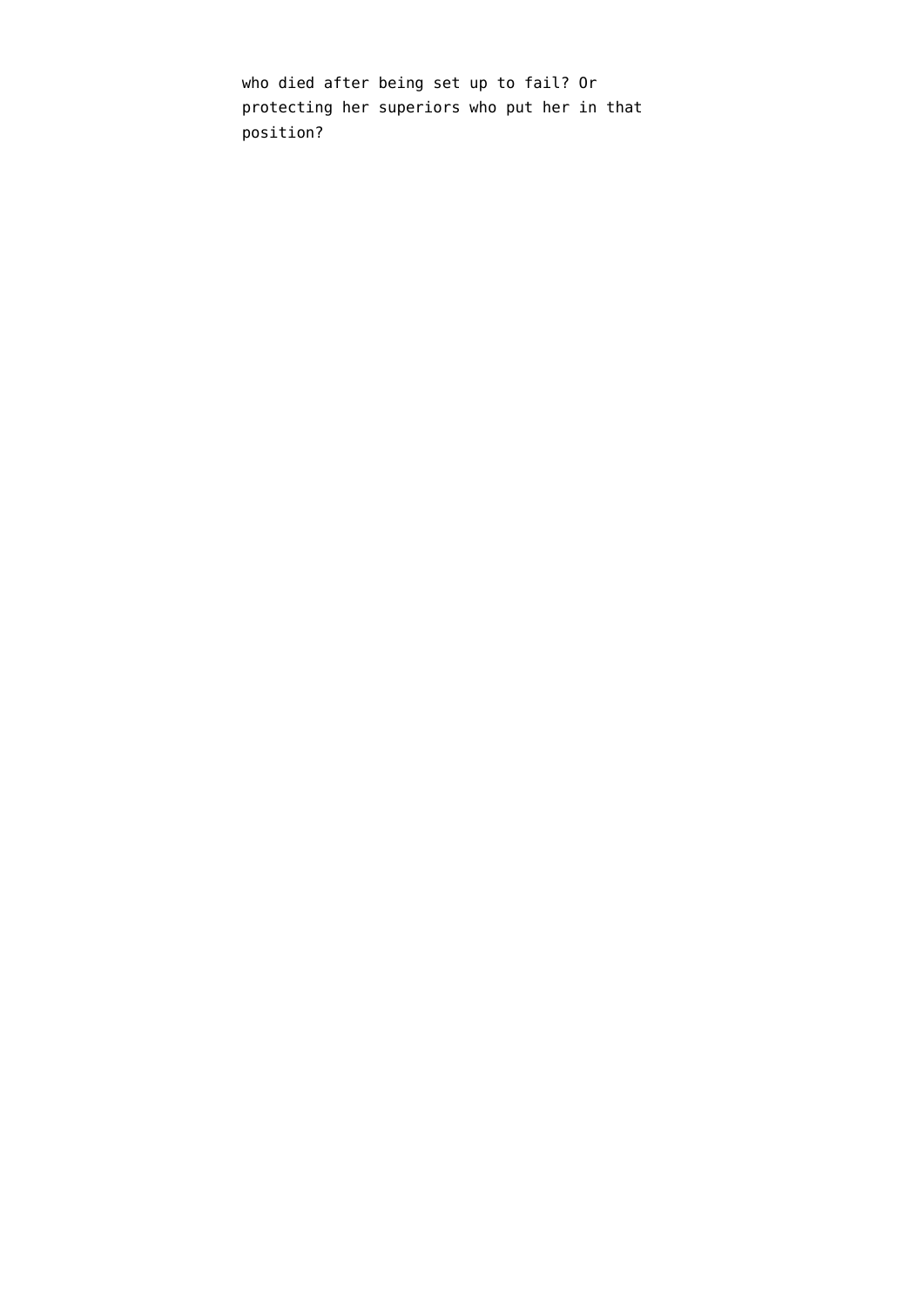who died after being set up to fail? Or protecting her superiors who put her in that position?